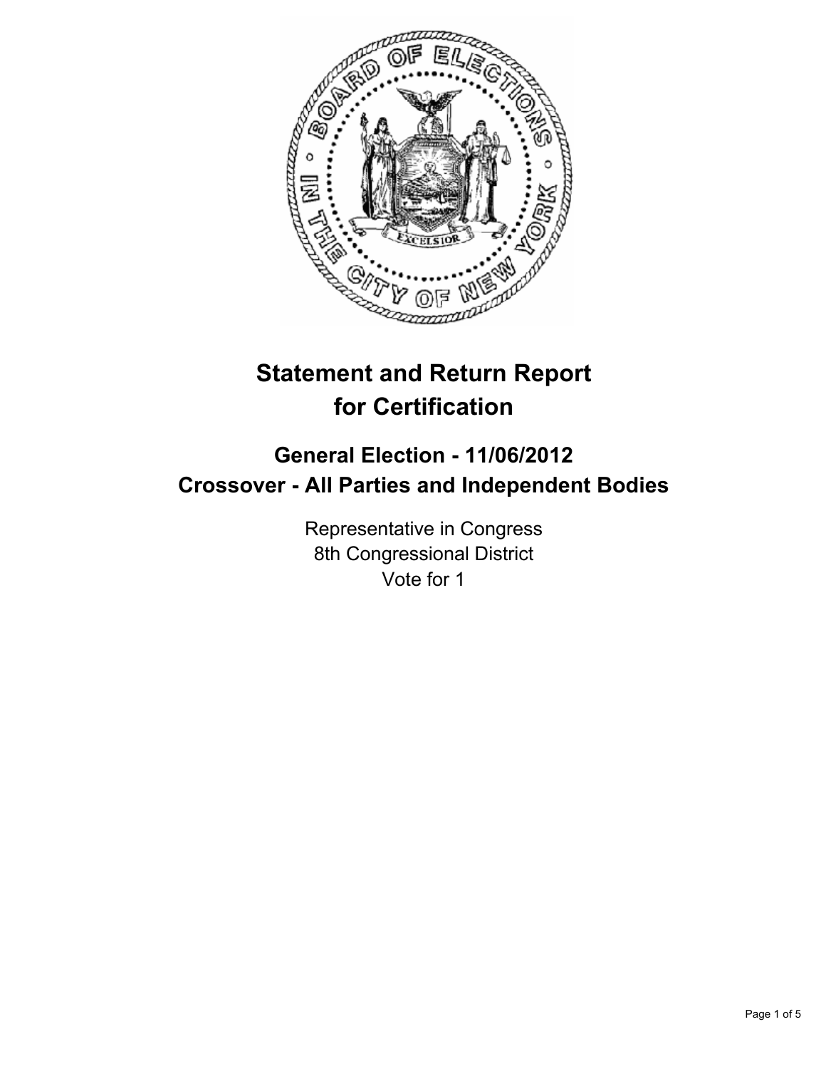# Statement and Return Report for Certification

## General Election - 11/06/2012
## Crossover - All Parties and Independent Bodies

Representative in Congress
8th Congressional District
Vote for 1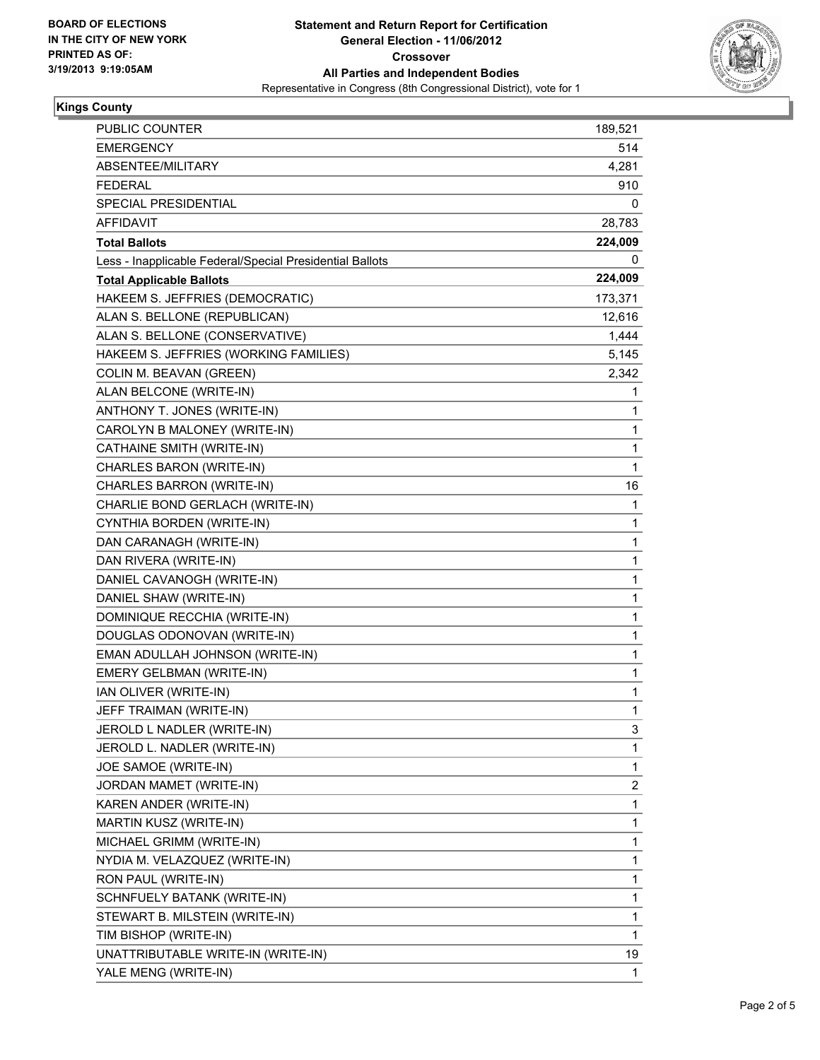**BOARD OF ELECTIONS IN THE CITY OF NEW YORK PRINTED AS OF: 3/19/2013 9:19:05AM**

# Statement and Return Report for Certification
## General Election - 11/06/2012
## Crossover
## All Parties and Independent Bodies
Representative in Congress (8th Congressional District), vote for 1

### Kings County

| | |
|---|---|
| PUBLIC COUNTER | 189,521 |
| EMERGENCY | 514 |
| ABSENTEE/MILITARY | 4,281 |
| FEDERAL | 910 |
| SPECIAL PRESIDENTIAL | 0 |
| AFFIDAVIT | 28,783 |
| **Total Ballots** | **224,009** |
| Less - Inapplicable Federal/Special Presidential Ballots | 0 |
| **Total Applicable Ballots** | **224,009** |
| HAKEEM S. JEFFRIES (DEMOCRATIC) | 173,371 |
| ALAN S. BELLONE (REPUBLICAN) | 12,616 |
| ALAN S. BELLONE (CONSERVATIVE) | 1,444 |
| HAKEEM S. JEFFRIES (WORKING FAMILIES) | 5,145 |
| COLIN M. BEAVAN (GREEN) | 2,342 |
| ALAN BELCONE (WRITE-IN) | 1 |
| ANTHONY T. JONES (WRITE-IN) | 1 |
| CAROLYN B MALONEY (WRITE-IN) | 1 |
| CATHAINE SMITH (WRITE-IN) | 1 |
| CHARLES BARON (WRITE-IN) | 1 |
| CHARLES BARRON (WRITE-IN) | 16 |
| CHARLIE BOND GERLACH (WRITE-IN) | 1 |
| CYNTHIA BORDEN (WRITE-IN) | 1 |
| DAN CARANAGH (WRITE-IN) | 1 |
| DAN RIVERA (WRITE-IN) | 1 |
| DANIEL CAVANOGH (WRITE-IN) | 1 |
| DANIEL SHAW (WRITE-IN) | 1 |
| DOMINIQUE RECCHIA (WRITE-IN) | 1 |
| DOUGLAS ODONOVAN (WRITE-IN) | 1 |
| EMAN ADULLAH JOHNSON (WRITE-IN) | 1 |
| EMERY GELBMAN (WRITE-IN) | 1 |
| IAN OLIVER (WRITE-IN) | 1 |
| JEFF TRAIMAN (WRITE-IN) | 1 |
| JEROLD L NADLER (WRITE-IN) | 3 |
| JEROLD L. NADLER (WRITE-IN) | 1 |
| JOE SAMOE (WRITE-IN) | 1 |
| JORDAN MAMET (WRITE-IN) | 2 |
| KAREN ANDER (WRITE-IN) | 1 |
| MARTIN KUSZ (WRITE-IN) | 1 |
| MICHAEL GRIMM (WRITE-IN) | 1 |
| NYDIA M. VELAZQUEZ (WRITE-IN) | 1 |
| RON PAUL (WRITE-IN) | 1 |
| SCHNFUELY BATANK (WRITE-IN) | 1 |
| STEWART B. MILSTEIN (WRITE-IN) | 1 |
| TIM BISHOP (WRITE-IN) | 1 |
| UNATTRIBUTABLE WRITE-IN (WRITE-IN) | 19 |
| YALE MENG (WRITE-IN) | 1 |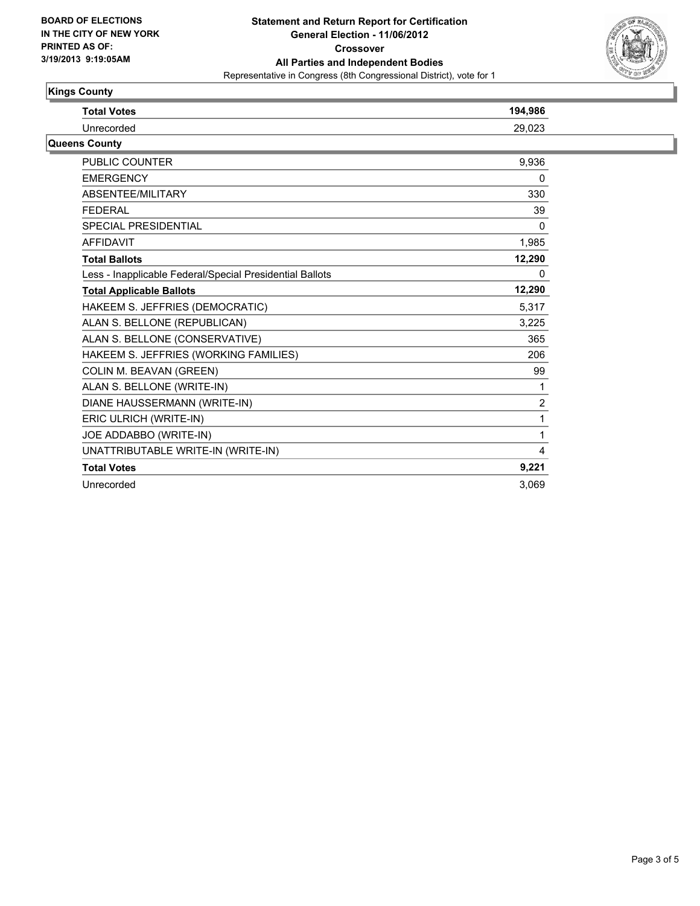**BOARD OF ELECTIONS IN THE CITY OF NEW YORK PRINTED AS OF: 3/19/2013 9:19:05AM**

**Statement and Return Report for Certification**
**General Election - 11/06/2012**
**Crossover**
**All Parties and Independent Bodies**
Representative in Congress (8th Congressional District), vote for 1

## Kings County

| | |
|---|---|
| **Total Votes** | **194,986** |
| Unrecorded | 29,023 |

## Queens County

| | |
|---|---|
| PUBLIC COUNTER | 9,936 |
| EMERGENCY | 0 |
| ABSENTEE/MILITARY | 330 |
| FEDERAL | 39 |
| SPECIAL PRESIDENTIAL | 0 |
| AFFIDAVIT | 1,985 |
| **Total Ballots** | **12,290** |
| Less - Inapplicable Federal/Special Presidential Ballots | 0 |
| **Total Applicable Ballots** | **12,290** |
| HAKEEM S. JEFFRIES (DEMOCRATIC) | 5,317 |
| ALAN S. BELLONE (REPUBLICAN) | 3,225 |
| ALAN S. BELLONE (CONSERVATIVE) | 365 |
| HAKEEM S. JEFFRIES (WORKING FAMILIES) | 206 |
| COLIN M. BEAVAN (GREEN) | 99 |
| ALAN S. BELLONE (WRITE-IN) | 1 |
| DIANE HAUSSERMANN (WRITE-IN) | 2 |
| ERIC ULRICH (WRITE-IN) | 1 |
| JOE ADDABBO (WRITE-IN) | 1 |
| UNATTRIBUTABLE WRITE-IN (WRITE-IN) | 4 |
| **Total Votes** | **9,221** |
| Unrecorded | 3,069 |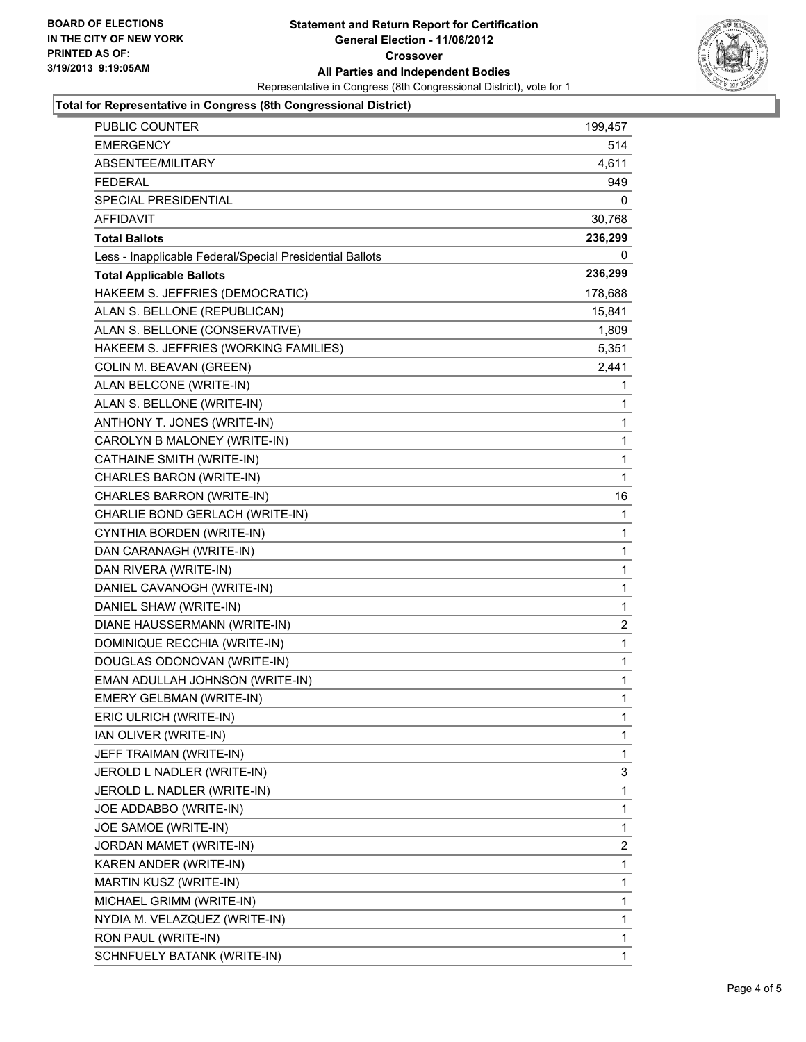**BOARD OF ELECTIONS
IN THE CITY OF NEW YORK
PRINTED AS OF:
3/19/2013 9:19:05AM**

**Statement and Return Report for Certification
General Election - 11/06/2012
Crossover
All Parties and Independent Bodies**
Representative in Congress (8th Congressional District), vote for 1

### Total for Representative in Congress (8th Congressional District)

| | |
|---|---|
| PUBLIC COUNTER | 199,457 |
| EMERGENCY | 514 |
| ABSENTEE/MILITARY | 4,611 |
| FEDERAL | 949 |
| SPECIAL PRESIDENTIAL | 0 |
| AFFIDAVIT | 30,768 |
| **Total Ballots** | **236,299** |
| Less - Inapplicable Federal/Special Presidential Ballots | 0 |
| **Total Applicable Ballots** | **236,299** |
| HAKEEM S. JEFFRIES (DEMOCRATIC) | 178,688 |
| ALAN S. BELLONE (REPUBLICAN) | 15,841 |
| ALAN S. BELLONE (CONSERVATIVE) | 1,809 |
| HAKEEM S. JEFFRIES (WORKING FAMILIES) | 5,351 |
| COLIN M. BEAVAN (GREEN) | 2,441 |
| ALAN BELCONE (WRITE-IN) | 1 |
| ALAN S. BELLONE (WRITE-IN) | 1 |
| ANTHONY T. JONES (WRITE-IN) | 1 |
| CAROLYN B MALONEY (WRITE-IN) | 1 |
| CATHAINE SMITH (WRITE-IN) | 1 |
| CHARLES BARON (WRITE-IN) | 1 |
| CHARLES BARRON (WRITE-IN) | 16 |
| CHARLIE BOND GERLACH (WRITE-IN) | 1 |
| CYNTHIA BORDEN (WRITE-IN) | 1 |
| DAN CARANAGH (WRITE-IN) | 1 |
| DAN RIVERA (WRITE-IN) | 1 |
| DANIEL CAVANOGH (WRITE-IN) | 1 |
| DANIEL SHAW (WRITE-IN) | 1 |
| DIANE HAUSSERMANN (WRITE-IN) | 2 |
| DOMINIQUE RECCHIA (WRITE-IN) | 1 |
| DOUGLAS ODONOVAN (WRITE-IN) | 1 |
| EMAN ADULLAH JOHNSON (WRITE-IN) | 1 |
| EMERY GELBMAN (WRITE-IN) | 1 |
| ERIC ULRICH (WRITE-IN) | 1 |
| IAN OLIVER (WRITE-IN) | 1 |
| JEFF TRAIMAN (WRITE-IN) | 1 |
| JEROLD L NADLER (WRITE-IN) | 3 |
| JEROLD L. NADLER (WRITE-IN) | 1 |
| JOE ADDABBO (WRITE-IN) | 1 |
| JOE SAMOE (WRITE-IN) | 1 |
| JORDAN MAMET (WRITE-IN) | 2 |
| KAREN ANDER (WRITE-IN) | 1 |
| MARTIN KUSZ (WRITE-IN) | 1 |
| MICHAEL GRIMM (WRITE-IN) | 1 |
| NYDIA M. VELAZQUEZ (WRITE-IN) | 1 |
| RON PAUL (WRITE-IN) | 1 |
| SCHNFUELY BATANK (WRITE-IN) | 1 |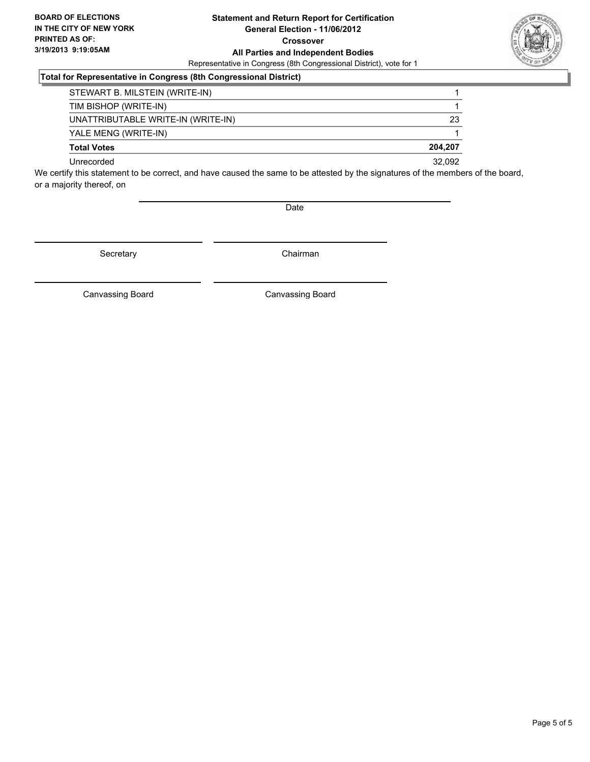**BOARD OF ELECTIONS IN THE CITY OF NEW YORK**
**PRINTED AS OF: 3/19/2013 9:19:05AM**

**Statement and Return Report for Certification**
**General Election - 11/06/2012**
**Crossover**
**All Parties and Independent Bodies**
Representative in Congress (8th Congressional District), vote for 1

**Total for Representative in Congress (8th Congressional District)**

| | |
|---|---|
| STEWART B. MILSTEIN (WRITE-IN) | 1 |
| TIM BISHOP (WRITE-IN) | 1 |
| UNATTRIBUTABLE WRITE-IN (WRITE-IN) | 23 |
| YALE MENG (WRITE-IN) | 1 |
| **Total Votes** | **204,207** |
| Unrecorded | 32,092 |

We certify this statement to be correct, and have caused the same to be attested by the signatures of the members of the board, or a majority thereof, on

Date

Secretary

Chairman

Canvassing Board

Canvassing Board